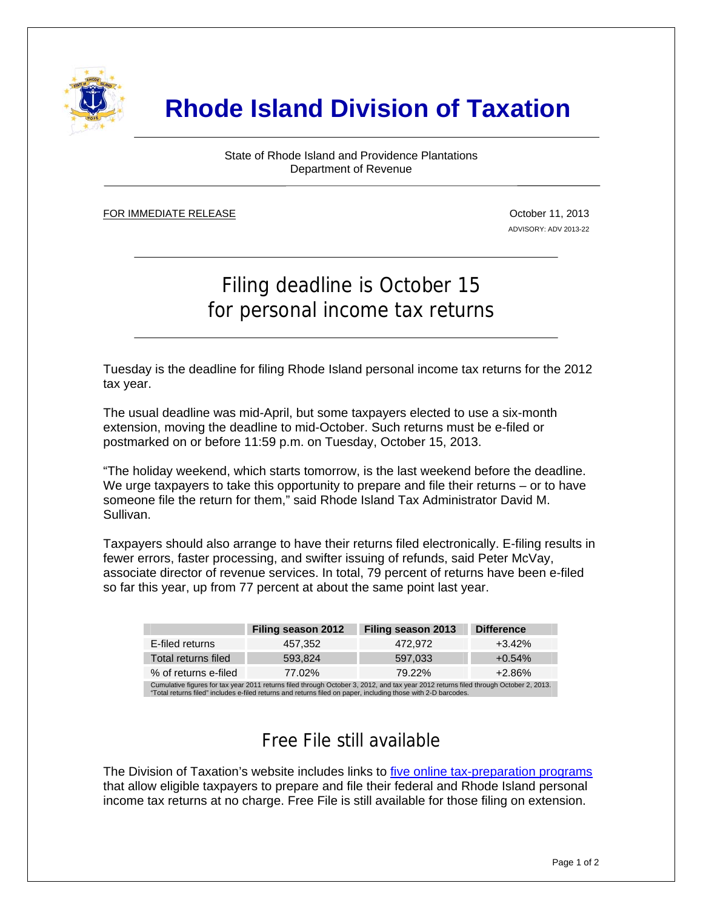# Rhode Island Division of Taxation

State of Rhode Island and Providence Plantations
Department of Revenue

FOR IMMEDIATE RELEASE

October 11, 2013

ADVISORY: ADV 2013-22

## Filing deadline is October 15 for personal income tax returns

Tuesday is the deadline for filing Rhode Island personal income tax returns for the 2012 tax year.

The usual deadline was mid-April, but some taxpayers elected to use a six-month extension, moving the deadline to mid-October. Such returns must be e-filed or postmarked on or before 11:59 p.m. on Tuesday, October 15, 2013.

"The holiday weekend, which starts tomorrow, is the last weekend before the deadline. We urge taxpayers to take this opportunity to prepare and file their returns – or to have someone file the return for them," said Rhode Island Tax Administrator David M. Sullivan.

Taxpayers should also arrange to have their returns filed electronically. E-filing results in fewer errors, faster processing, and swifter issuing of refunds, said Peter McVay, associate director of revenue services. In total, 79 percent of returns have been e-filed so far this year, up from 77 percent at about the same point last year.

| | Filing season 2012 | Filing season 2013 | Difference |
|---|---|---|---|
| E-filed returns | 457,352 | 472,972 | +3.42% |
| Total returns filed | 593,824 | 597,033 | +0.54% |
| % of returns e-filed | 77.02% | 79.22% | +2.86% |

Cumulative figures for tax year 2011 returns filed through October 3, 2012, and tax year 2012 returns filed through October 2, 2013. "Total returns filed" includes e-filed returns and returns filed on paper, including those with 2-D barcodes.

## Free File still available

The Division of Taxation's website includes links to five online tax-preparation programs that allow eligible taxpayers to prepare and file their federal and Rhode Island personal income tax returns at no charge. Free File is still available for those filing on extension.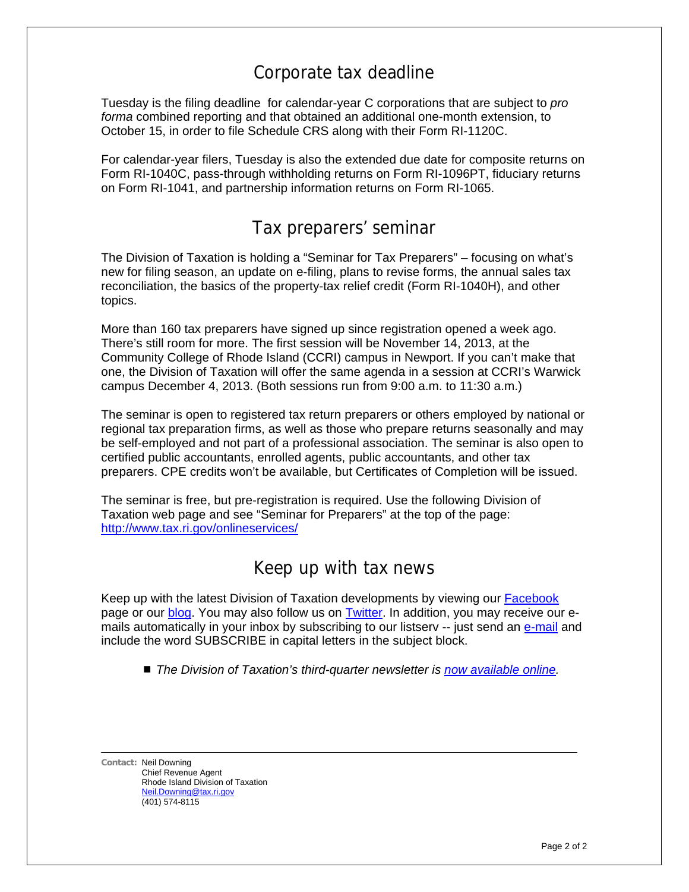## Corporate tax deadline

Tuesday is the filing deadline for calendar-year C corporations that are subject to *pro forma* combined reporting and that obtained an additional one-month extension, to October 15, in order to file Schedule CRS along with their Form RI-1120C.

For calendar-year filers, Tuesday is also the extended due date for composite returns on Form RI-1040C, pass-through withholding returns on Form RI-1096PT, fiduciary returns on Form RI-1041, and partnership information returns on Form RI-1065.

## Tax preparers' seminar

The Division of Taxation is holding a "Seminar for Tax Preparers" – focusing on what's new for filing season, an update on e-filing, plans to revise forms, the annual sales tax reconciliation, the basics of the property-tax relief credit (Form RI-1040H), and other topics.

More than 160 tax preparers have signed up since registration opened a week ago. There's still room for more. The first session will be November 14, 2013, at the Community College of Rhode Island (CCRI) campus in Newport. If you can't make that one, the Division of Taxation will offer the same agenda in a session at CCRI's Warwick campus December 4, 2013. (Both sessions run from 9:00 a.m. to 11:30 a.m.)

The seminar is open to registered tax return preparers or others employed by national or regional tax preparation firms, as well as those who prepare returns seasonally and may be self-employed and not part of a professional association. The seminar is also open to certified public accountants, enrolled agents, public accountants, and other tax preparers. CPE credits won't be available, but Certificates of Completion will be issued.

The seminar is free, but pre-registration is required. Use the following Division of Taxation web page and see "Seminar for Preparers" at the top of the page: http://www.tax.ri.gov/onlineservices/

## Keep up with tax news

Keep up with the latest Division of Taxation developments by viewing our Facebook page or our blog. You may also follow us on Twitter. In addition, you may receive our e-mails automatically in your inbox by subscribing to our listserv -- just send an e-mail and include the word SUBSCRIBE in capital letters in the subject block.

- *The Division of Taxation's third-quarter newsletter is now available online.*

---

**Contact:** Neil Downing
Chief Revenue Agent
Rhode Island Division of Taxation
Neil.Downing@tax.ri.gov
(401) 574-8115